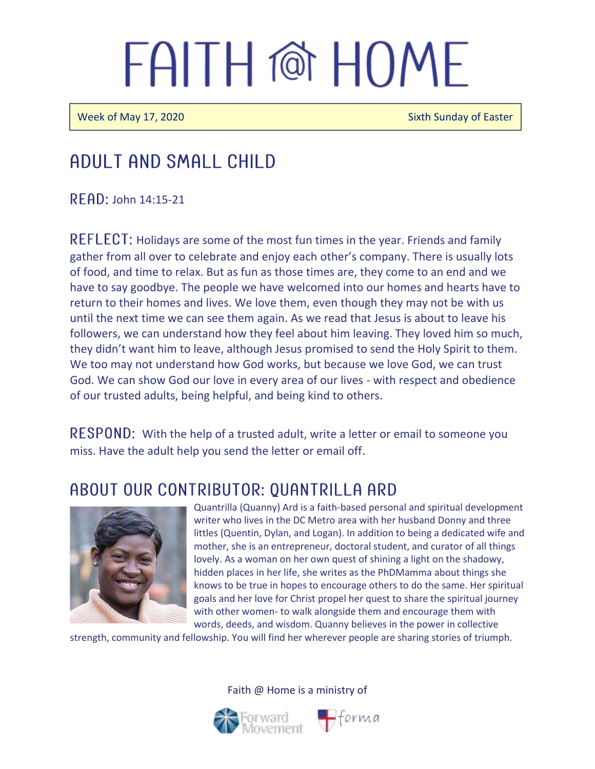# FAITH @ HOME

Week of May 17, 2020 — Sixth Sunday of Easter

## ADULT AND SMALL CHILD

READ: John 14:15-21

REFLECT: Holidays are some of the most fun times in the year. Friends and family gather from all over to celebrate and enjoy each other's company. There is usually lots of food, and time to relax. But as fun as those times are, they come to an end and we have to say goodbye. The people we have welcomed into our homes and hearts have to return to their homes and lives. We love them, even though they may not be with us until the next time we can see them again. As we read that Jesus is about to leave his followers, we can understand how they feel about him leaving. They loved him so much, they didn't want him to leave, although Jesus promised to send the Holy Spirit to them. We too may not understand how God works, but because we love God, we can trust God. We can show God our love in every area of our lives - with respect and obedience of our trusted adults, being helpful, and being kind to others.

RESPOND: With the help of a trusted adult, write a letter or email to someone you miss. Have the adult help you send the letter or email off.

## ABOUT OUR CONTRIBUTOR: QUANTRILLA ARD

Quantrilla (Quanny) Ard is a faith-based personal and spiritual development writer who lives in the DC Metro area with her husband Donny and three littles (Quentin, Dylan, and Logan). In addition to being a dedicated wife and mother, she is an entrepreneur, doctoral student, and curator of all things lovely. As a woman on her own quest of shining a light on the shadowy, hidden places in her life, she writes as the PhDMamma about things she knows to be true in hopes to encourage others to do the same. Her spiritual goals and her love for Christ propel her quest to share the spiritual journey with other women- to walk alongside them and encourage them with words, deeds, and wisdom. Quanny believes in the power in collective strength, community and fellowship. You will find her wherever people are sharing stories of triumph.

Faith @ Home is a ministry of

Forward Movement — forma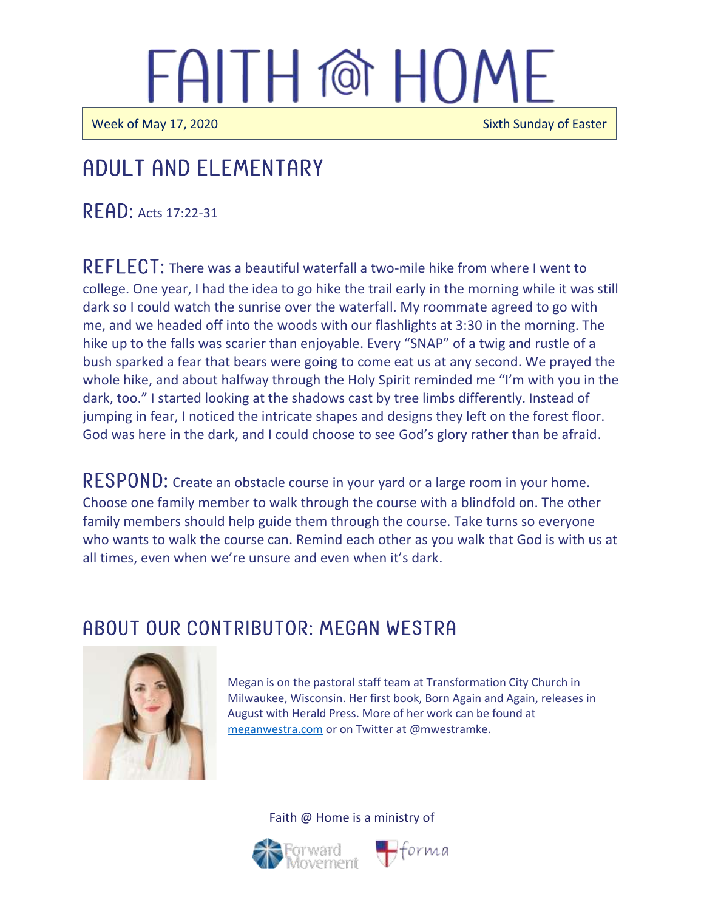# FAITH @ HOME

Week of May 17, 2020 Sixth Sunday of Easter

## ADULT AND ELEMENTARY

**READ:** Acts 17:22-31

**REFLECT:** There was a beautiful waterfall a two-mile hike from where I went to college. One year, I had the idea to go hike the trail early in the morning while it was still dark so I could watch the sunrise over the waterfall. My roommate agreed to go with me, and we headed off into the woods with our flashlights at 3:30 in the morning. The hike up to the falls was scarier than enjoyable. Every "SNAP" of a twig and rustle of a bush sparked a fear that bears were going to come eat us at any second. We prayed the whole hike, and about halfway through the Holy Spirit reminded me "I'm with you in the dark, too." I started looking at the shadows cast by tree limbs differently. Instead of jumping in fear, I noticed the intricate shapes and designs they left on the forest floor. God was here in the dark, and I could choose to see God's glory rather than be afraid.

**RESPOND:** Create an obstacle course in your yard or a large room in your home. Choose one family member to walk through the course with a blindfold on. The other family members should help guide them through the course. Take turns so everyone who wants to walk the course can. Remind each other as you walk that God is with us at all times, even when we're unsure and even when it's dark.

## ABOUT OUR CONTRIBUTOR: MEGAN WESTRA

Megan is on the pastoral staff team at Transformation City Church in Milwaukee, Wisconsin. Her first book, Born Again and Again, releases in August with Herald Press. More of her work can be found at [meganwestra.com](meganwestra.com) or on Twitter at @mwestramke.

Faith @ Home is a ministry of

Forward Movement forma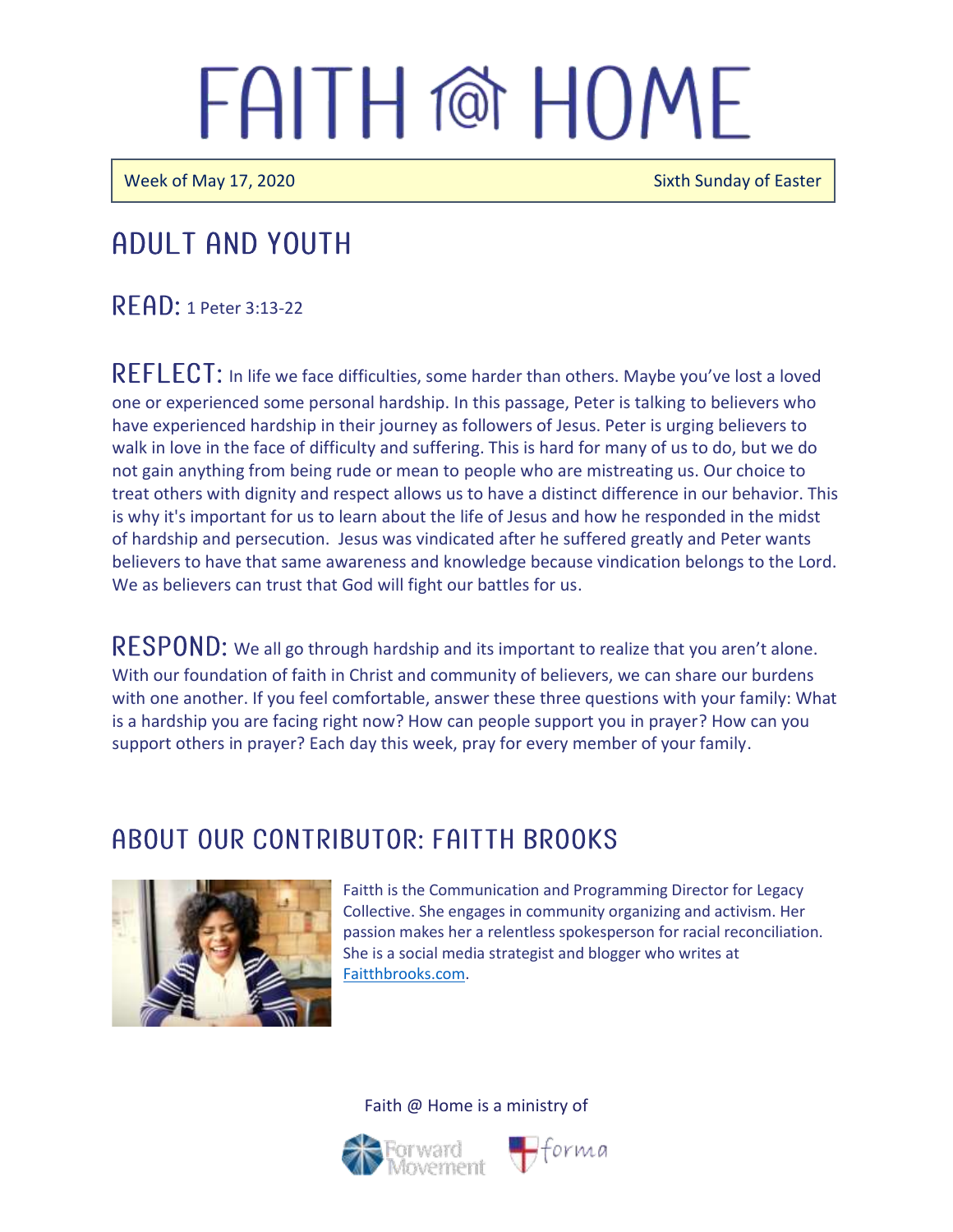# FAITH @ HOME

Week of May 17, 2020 — Sixth Sunday of Easter

## ADULT AND YOUTH

**READ:** 1 Peter 3:13-22

**REFLECT:** In life we face difficulties, some harder than others. Maybe you've lost a loved one or experienced some personal hardship. In this passage, Peter is talking to believers who have experienced hardship in their journey as followers of Jesus. Peter is urging believers to walk in love in the face of difficulty and suffering. This is hard for many of us to do, but we do not gain anything from being rude or mean to people who are mistreating us. Our choice to treat others with dignity and respect allows us to have a distinct difference in our behavior. This is why it's important for us to learn about the life of Jesus and how he responded in the midst of hardship and persecution. Jesus was vindicated after he suffered greatly and Peter wants believers to have that same awareness and knowledge because vindication belongs to the Lord. We as believers can trust that God will fight our battles for us.

**RESPOND:** We all go through hardship and its important to realize that you aren't alone. With our foundation of faith in Christ and community of believers, we can share our burdens with one another. If you feel comfortable, answer these three questions with your family: What is a hardship you are facing right now? How can people support you in prayer? How can you support others in prayer? Each day this week, pray for every member of your family.

## ABOUT OUR CONTRIBUTOR: FAITTH BROOKS

Faitth is the Communication and Programming Director for Legacy Collective. She engages in community organizing and activism. Her passion makes her a relentless spokesperson for racial reconciliation. She is a social media strategist and blogger who writes at [Faitthbrooks.com](Faitthbrooks.com).

Faith @ Home is a ministry of

Forward Movement forma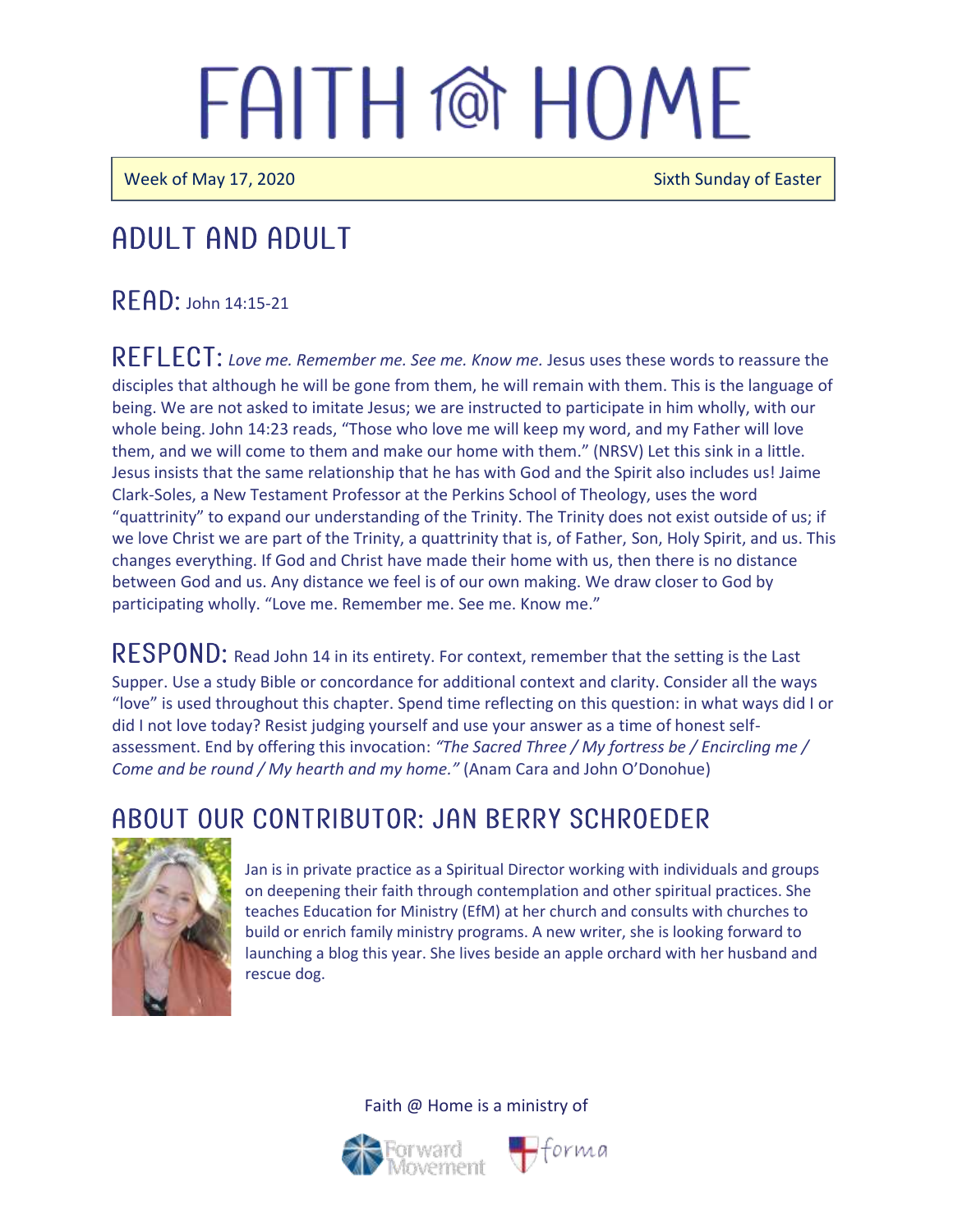# FAITH @ HOME

Week of May 17, 2020 Sixth Sunday of Easter

## ADULT AND ADULT

**READ:** John 14:15-21

**REFLECT:** *Love me. Remember me. See me. Know me.* Jesus uses these words to reassure the disciples that although he will be gone from them, he will remain with them. This is the language of being. We are not asked to imitate Jesus; we are instructed to participate in him wholly, with our whole being. John 14:23 reads, "Those who love me will keep my word, and my Father will love them, and we will come to them and make our home with them." (NRSV) Let this sink in a little. Jesus insists that the same relationship that he has with God and the Spirit also includes us! Jaime Clark-Soles, a New Testament Professor at the Perkins School of Theology, uses the word "quattrinity" to expand our understanding of the Trinity. The Trinity does not exist outside of us; if we love Christ we are part of the Trinity, a quattrinity that is, of Father, Son, Holy Spirit, and us. This changes everything. If God and Christ have made their home with us, then there is no distance between God and us. Any distance we feel is of our own making. We draw closer to God by participating wholly. "Love me. Remember me. See me. Know me."

**RESPOND:** Read John 14 in its entirety. For context, remember that the setting is the Last Supper. Use a study Bible or concordance for additional context and clarity. Consider all the ways "love" is used throughout this chapter. Spend time reflecting on this question: in what ways did I or did I not love today? Resist judging yourself and use your answer as a time of honest self-assessment. End by offering this invocation: *"The Sacred Three / My fortress be / Encircling me / Come and be round / My hearth and my home."* (Anam Cara and John O'Donohue)

## ABOUT OUR CONTRIBUTOR: JAN BERRY SCHROEDER

Jan is in private practice as a Spiritual Director working with individuals and groups on deepening their faith through contemplation and other spiritual practices. She teaches Education for Ministry (EfM) at her church and consults with churches to build or enrich family ministry programs. A new writer, she is looking forward to launching a blog this year. She lives beside an apple orchard with her husband and rescue dog.

Faith @ Home is a ministry of

Forward Movement forma